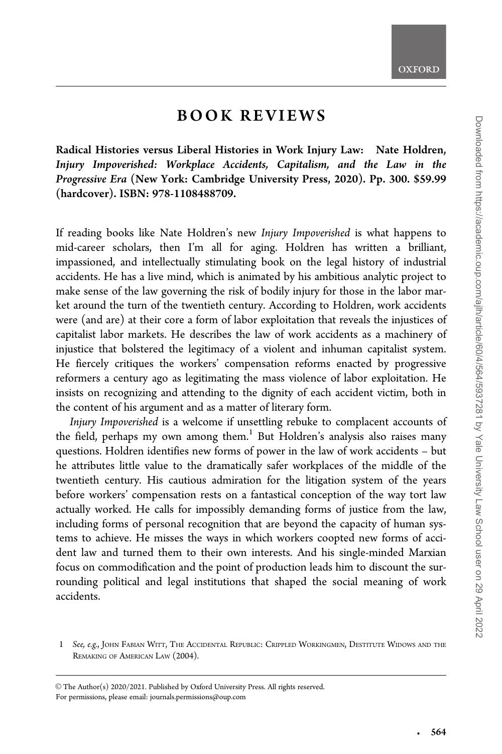# BOOK REVIEWS

**Radical Histories versus Liberal Histories in Work Injury Law: Nate Holdren, *Injury Impoverished: Workplace Accidents, Capitalism, and the Law in the Progressive Era* (New York: Cambridge University Press, 2020). Pp. 300. $59.99 (hardcover). ISBN: 978-1108488709.**

If reading books like Nate Holdren's new *Injury Impoverished* is what happens to mid-career scholars, then I'm all for aging. Holdren has written a brilliant, impassioned, and intellectually stimulating book on the legal history of industrial accidents. He has a live mind, which is animated by his ambitious analytic project to make sense of the law governing the risk of bodily injury for those in the labor market around the turn of the twentieth century. According to Holdren, work accidents were (and are) at their core a form of labor exploitation that reveals the injustices of capitalist labor markets. He describes the law of work accidents as a machinery of injustice that bolstered the legitimacy of a violent and inhuman capitalist system. He fiercely critiques the workers' compensation reforms enacted by progressive reformers a century ago as legitimating the mass violence of labor exploitation. He insists on recognizing and attending to the dignity of each accident victim, both in the content of his argument and as a matter of literary form.

*Injury Impoverished* is a welcome if unsettling rebuke to complacent accounts of the field, perhaps my own among them.[1] But Holdren's analysis also raises many questions. Holdren identifies new forms of power in the law of work accidents – but he attributes little value to the dramatically safer workplaces of the middle of the twentieth century. His cautious admiration for the litigation system of the years before workers' compensation rests on a fantastical conception of the way tort law actually worked. He calls for impossibly demanding forms of justice from the law, including forms of personal recognition that are beyond the capacity of human systems to achieve. He misses the ways in which workers coopted new forms of accident law and turned them to their own interests. And his single-minded Marxian focus on commodification and the point of production leads him to discount the surrounding political and legal institutions that shaped the social meaning of work accidents.

1 *See, e.g.*, John Fabian Witt, The Accidental Republic: Crippled Workingmen, Destitute Widows and the Remaking of American Law (2004).

© The Author(s) 2020/2021. Published by Oxford University Press. All rights reserved.
For permissions, please email: journals.permissions@oup.com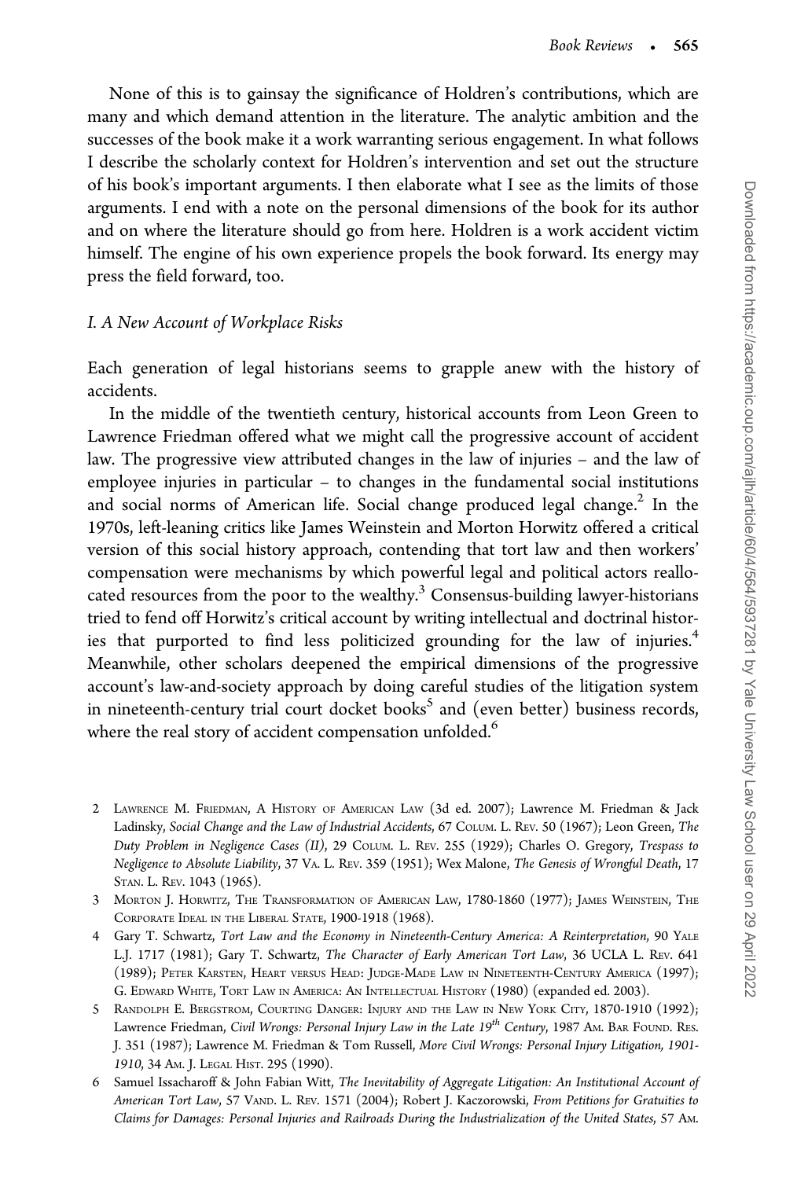None of this is to gainsay the significance of Holdren's contributions, which are many and which demand attention in the literature. The analytic ambition and the successes of the book make it a work warranting serious engagement. In what follows I describe the scholarly context for Holdren's intervention and set out the structure of his book's important arguments. I then elaborate what I see as the limits of those arguments. I end with a note on the personal dimensions of the book for its author and on where the literature should go from here. Holdren is a work accident victim himself. The engine of his own experience propels the book forward. Its energy may press the field forward, too.

## I. A New Account of Workplace Risks

Each generation of legal historians seems to grapple anew with the history of accidents.

In the middle of the twentieth century, historical accounts from Leon Green to Lawrence Friedman offered what we might call the progressive account of accident law. The progressive view attributed changes in the law of injuries – and the law of employee injuries in particular – to changes in the fundamental social institutions and social norms of American life. Social change produced legal change.[2] In the 1970s, left-leaning critics like James Weinstein and Morton Horwitz offered a critical version of this social history approach, contending that tort law and then workers' compensation were mechanisms by which powerful legal and political actors reallocated resources from the poor to the wealthy.[3] Consensus-building lawyer-historians tried to fend off Horwitz's critical account by writing intellectual and doctrinal histories that purported to find less politicized grounding for the law of injuries.[4] Meanwhile, other scholars deepened the empirical dimensions of the progressive account's law-and-society approach by doing careful studies of the litigation system in nineteenth-century trial court docket books[5] and (even better) business records, where the real story of accident compensation unfolded.[6]

---

2 Lawrence M. Friedman, A History of American Law (3d ed. 2007); Lawrence M. Friedman & Jack Ladinsky, *Social Change and the Law of Industrial Accidents*, 67 Colum. L. Rev. 50 (1967); Leon Green, *The Duty Problem in Negligence Cases (II)*, 29 Colum. L. Rev. 255 (1929); Charles O. Gregory, *Trespass to Negligence to Absolute Liability*, 37 Va. L. Rev. 359 (1951); Wex Malone, *The Genesis of Wrongful Death*, 17 Stan. L. Rev. 1043 (1965).

3 Morton J. Horwitz, The Transformation of American Law, 1780-1860 (1977); James Weinstein, The Corporate Ideal in the Liberal State, 1900-1918 (1968).

4 Gary T. Schwartz, *Tort Law and the Economy in Nineteenth-Century America: A Reinterpretation*, 90 Yale L.J. 1717 (1981); Gary T. Schwartz, *The Character of Early American Tort Law*, 36 UCLA L. Rev. 641 (1989); Peter Karsten, Heart versus Head: Judge-Made Law in Nineteenth-Century America (1997); G. Edward White, Tort Law in America: An Intellectual History (1980) (expanded ed. 2003).

5 Randolph E. Bergstrom, Courting Danger: Injury and the Law in New York City, 1870-1910 (1992); Lawrence Friedman, *Civil Wrongs: Personal Injury Law in the Late 19th Century*, 1987 Am. Bar Found. Res. J. 351 (1987); Lawrence M. Friedman & Tom Russell, *More Civil Wrongs: Personal Injury Litigation, 1901-1910*, 34 Am. J. Legal Hist. 295 (1990).

6 Samuel Issacharoff & John Fabian Witt, *The Inevitability of Aggregate Litigation: An Institutional Account of American Tort Law*, 57 Vand. L. Rev. 1571 (2004); Robert J. Kaczorowski, *From Petitions for Gratuities to Claims for Damages: Personal Injuries and Railroads During the Industrialization of the United States*, 57 Am.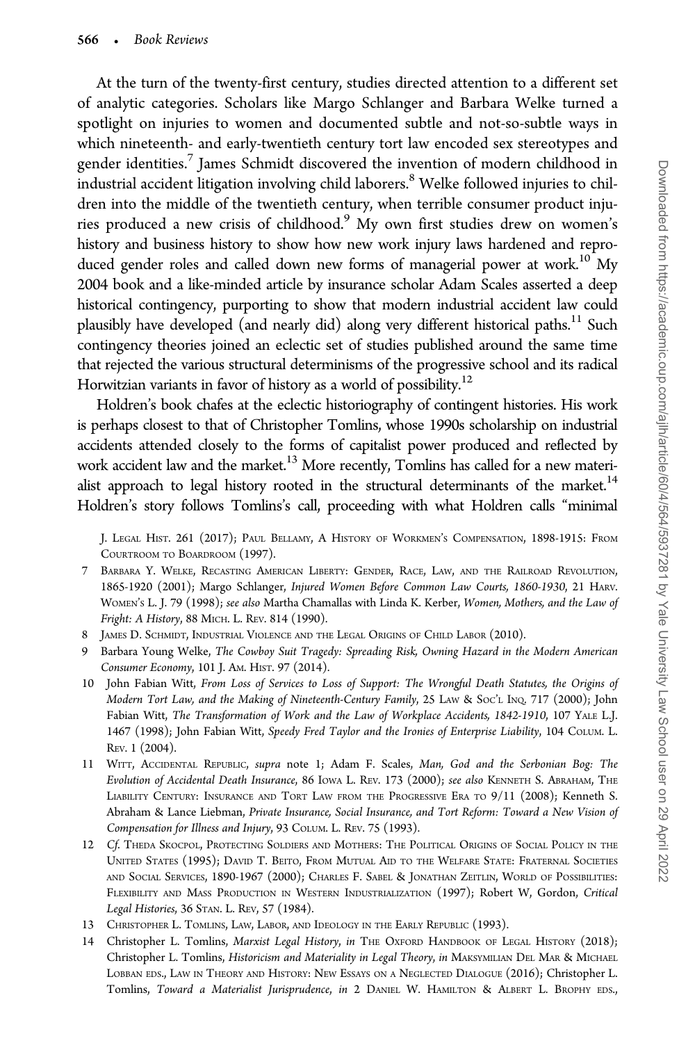At the turn of the twenty-first century, studies directed attention to a different set of analytic categories. Scholars like Margo Schlanger and Barbara Welke turned a spotlight on injuries to women and documented subtle and not-so-subtle ways in which nineteenth- and early-twentieth century tort law encoded sex stereotypes and gender identities.[7] James Schmidt discovered the invention of modern childhood in industrial accident litigation involving child laborers.[8] Welke followed injuries to children into the middle of the twentieth century, when terrible consumer product injuries produced a new crisis of childhood.[9] My own first studies drew on women's history and business history to show how new work injury laws hardened and reproduced gender roles and called down new forms of managerial power at work.[10] My 2004 book and a like-minded article by insurance scholar Adam Scales asserted a deep historical contingency, purporting to show that modern industrial accident law could plausibly have developed (and nearly did) along very different historical paths.[11] Such contingency theories joined an eclectic set of studies published around the same time that rejected the various structural determinisms of the progressive school and its radical Horwitzian variants in favor of history as a world of possibility.[12]

Holdren's book chafes at the eclectic historiography of contingent histories. His work is perhaps closest to that of Christopher Tomlins, whose 1990s scholarship on industrial accidents attended closely to the forms of capitalist power produced and reflected by work accident law and the market.[13] More recently, Tomlins has called for a new materialist approach to legal history rooted in the structural determinants of the market.[14] Holdren's story follows Tomlins's call, proceeding with what Holdren calls "minimal

J. Legal Hist. 261 (2017); Paul Bellamy, A History of Workmen's Compensation, 1898-1915: From Courtroom to Boardroom (1997).

7 Barbara Y. Welke, Recasting American Liberty: Gender, Race, Law, and the Railroad Revolution, 1865-1920 (2001); Margo Schlanger, *Injured Women Before Common Law Courts, 1860-1930*, 21 Harv. Women's L. J. 79 (1998); *see also* Martha Chamallas with Linda K. Kerber, *Women, Mothers, and the Law of Fright: A History*, 88 Mich. L. Rev. 814 (1990).

8 James D. Schmidt, Industrial Violence and the Legal Origins of Child Labor (2010).

9 Barbara Young Welke, *The Cowboy Suit Tragedy: Spreading Risk, Owning Hazard in the Modern American Consumer Economy*, 101 J. Am. Hist. 97 (2014).

10 John Fabian Witt, *From Loss of Services to Loss of Support: The Wrongful Death Statutes, the Origins of Modern Tort Law, and the Making of Nineteenth-Century Family*, 25 Law & Soc'l Inq. 717 (2000); John Fabian Witt, *The Transformation of Work and the Law of Workplace Accidents, 1842-1910*, 107 Yale L.J. 1467 (1998); John Fabian Witt, *Speedy Fred Taylor and the Ironies of Enterprise Liability*, 104 Colum. L. Rev. 1 (2004).

11 Witt, Accidental Republic, *supra* note 1; Adam F. Scales, *Man, God and the Serbonian Bog: The Evolution of Accidental Death Insurance*, 86 Iowa L. Rev. 173 (2000); *see also* Kenneth S. Abraham, The Liability Century: Insurance and Tort Law from the Progressive Era to 9/11 (2008); Kenneth S. Abraham & Lance Liebman, *Private Insurance, Social Insurance, and Tort Reform: Toward a New Vision of Compensation for Illness and Injury*, 93 Colum. L. Rev. 75 (1993).

12 *Cf.* Theda Skocpol, Protecting Soldiers and Mothers: The Political Origins of Social Policy in the United States (1995); David T. Beito, From Mutual Aid to the Welfare State: Fraternal Societies and Social Services, 1890-1967 (2000); Charles F. Sabel & Jonathan Zeitlin, World of Possibilities: Flexibility and Mass Production in Western Industrialization (1997); Robert W, Gordon, *Critical Legal Histories*, 36 Stan. L. Rev, 57 (1984).

13 Christopher L. Tomlins, Law, Labor, and Ideology in the Early Republic (1993).

14 Christopher L. Tomlins, *Marxist Legal History*, *in* The Oxford Handbook of Legal History (2018); Christopher L. Tomlins, *Historicism and Materiality in Legal Theory*, *in* Maksymilian Del Mar & Michael Lobban eds., Law in Theory and History: New Essays on a Neglected Dialogue (2016); Christopher L. Tomlins, *Toward a Materialist Jurisprudence*, *in* 2 Daniel W. Hamilton & Albert L. Brophy eds.,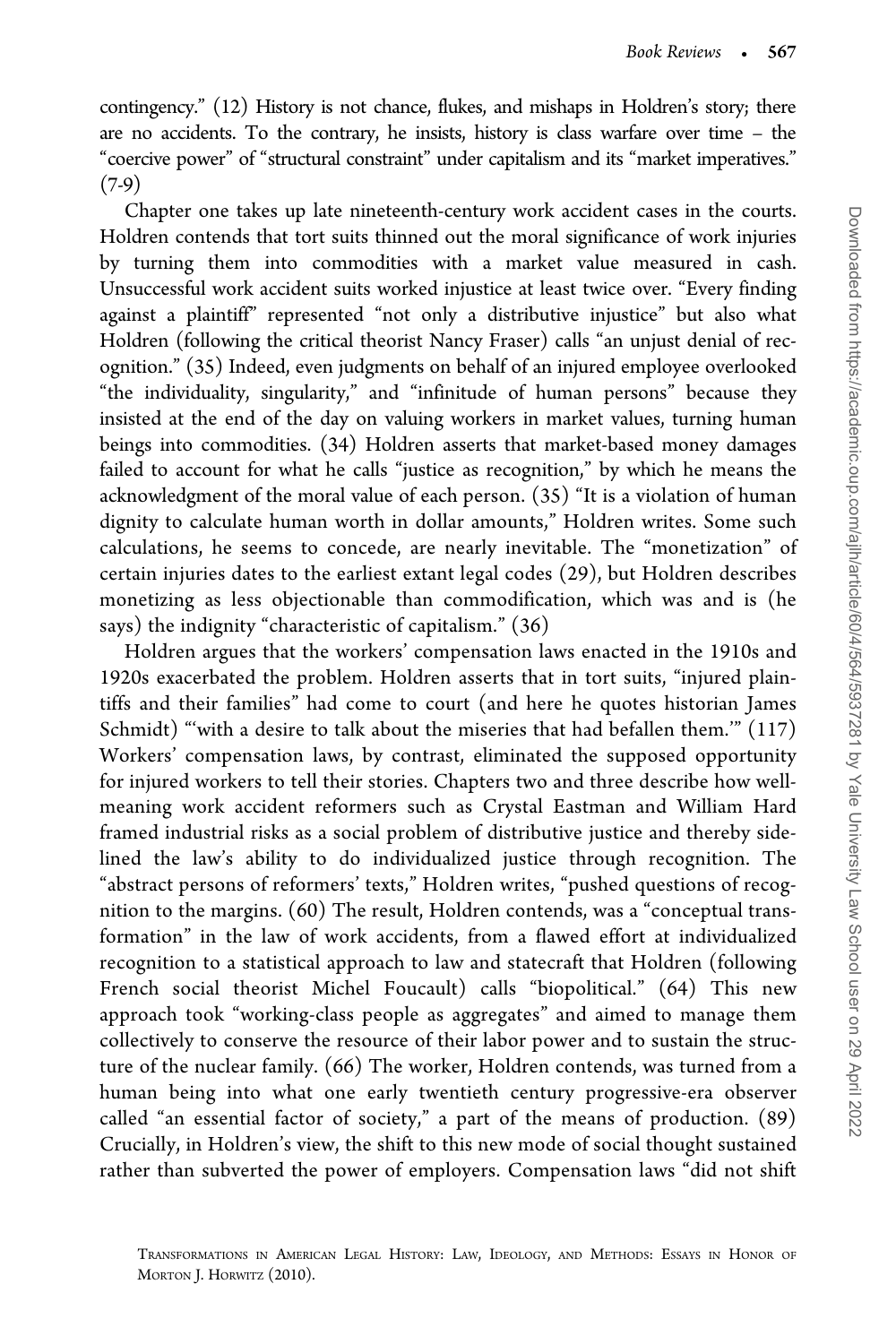contingency." (12) History is not chance, flukes, and mishaps in Holdren's story; there are no accidents. To the contrary, he insists, history is class warfare over time – the "coercive power" of "structural constraint" under capitalism and its "market imperatives." (7-9)

Chapter one takes up late nineteenth-century work accident cases in the courts. Holdren contends that tort suits thinned out the moral significance of work injuries by turning them into commodities with a market value measured in cash. Unsuccessful work accident suits worked injustice at least twice over. "Every finding against a plaintiff" represented "not only a distributive injustice" but also what Holdren (following the critical theorist Nancy Fraser) calls "an unjust denial of recognition." (35) Indeed, even judgments on behalf of an injured employee overlooked "the individuality, singularity," and "infinitude of human persons" because they insisted at the end of the day on valuing workers in market values, turning human beings into commodities. (34) Holdren asserts that market-based money damages failed to account for what he calls "justice as recognition," by which he means the acknowledgment of the moral value of each person. (35) "It is a violation of human dignity to calculate human worth in dollar amounts," Holdren writes. Some such calculations, he seems to concede, are nearly inevitable. The "monetization" of certain injuries dates to the earliest extant legal codes (29), but Holdren describes monetizing as less objectionable than commodification, which was and is (he says) the indignity "characteristic of capitalism." (36)

Holdren argues that the workers' compensation laws enacted in the 1910s and 1920s exacerbated the problem. Holdren asserts that in tort suits, "injured plaintiffs and their families" had come to court (and here he quotes historian James Schmidt) "'with a desire to talk about the miseries that had befallen them.'" (117) Workers' compensation laws, by contrast, eliminated the supposed opportunity for injured workers to tell their stories. Chapters two and three describe how well-meaning work accident reformers such as Crystal Eastman and William Hard framed industrial risks as a social problem of distributive justice and thereby sidelined the law's ability to do individualized justice through recognition. The "abstract persons of reformers' texts," Holdren writes, "pushed questions of recognition to the margins. (60) The result, Holdren contends, was a "conceptual transformation" in the law of work accidents, from a flawed effort at individualized recognition to a statistical approach to law and statecraft that Holdren (following French social theorist Michel Foucault) calls "biopolitical." (64) This new approach took "working-class people as aggregates" and aimed to manage them collectively to conserve the resource of their labor power and to sustain the structure of the nuclear family. (66) The worker, Holdren contends, was turned from a human being into what one early twentieth century progressive-era observer called "an essential factor of society," a part of the means of production. (89) Crucially, in Holdren's view, the shift to this new mode of social thought sustained rather than subverted the power of employers. Compensation laws "did not shift

Transformations in American Legal History: Law, Ideology, and Methods: Essays in Honor of Morton J. Horwitz (2010).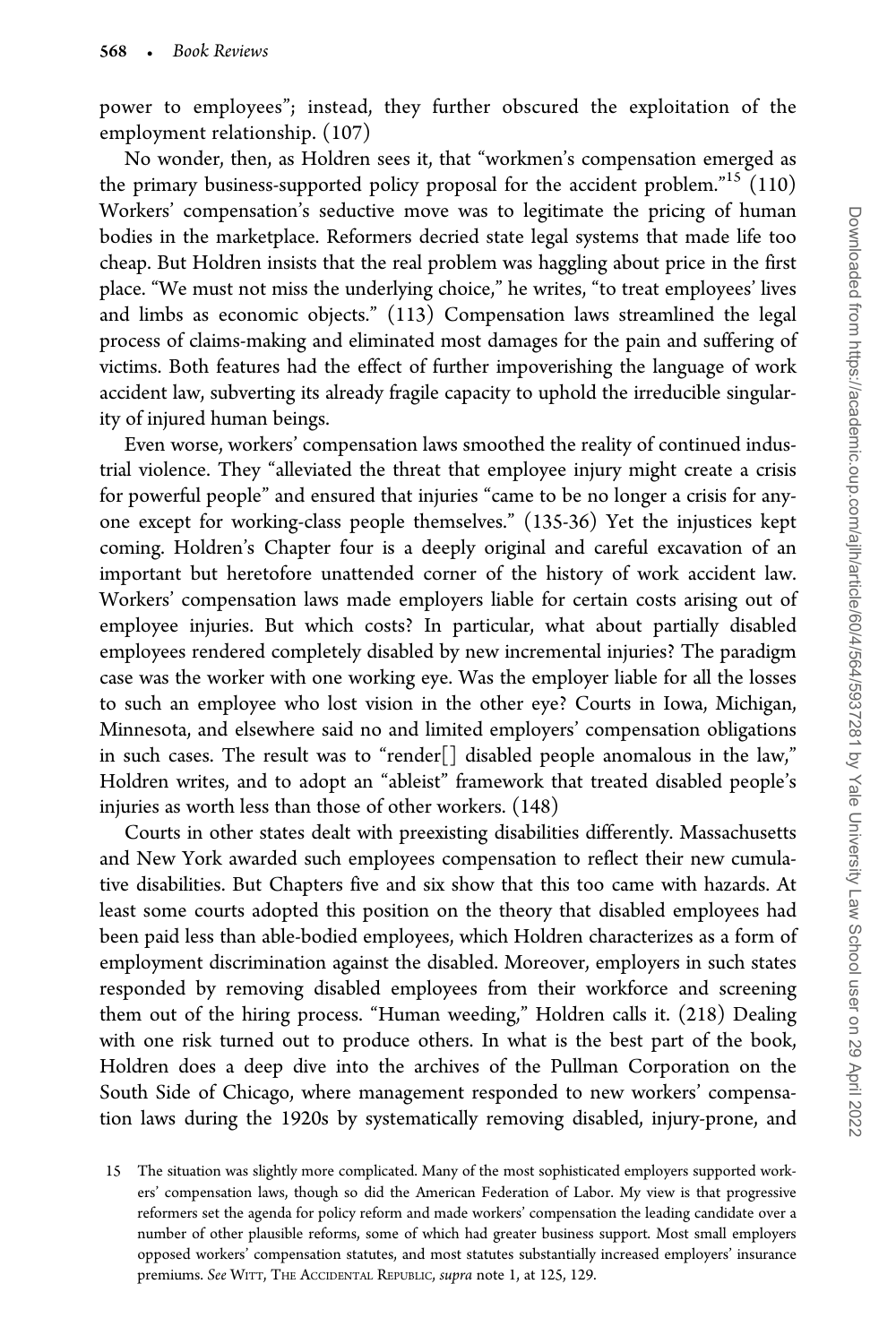power to employees"; instead, they further obscured the exploitation of the employment relationship. (107)

No wonder, then, as Holdren sees it, that "workmen's compensation emerged as the primary business-supported policy proposal for the accident problem."[15] (110) Workers' compensation's seductive move was to legitimate the pricing of human bodies in the marketplace. Reformers decried state legal systems that made life too cheap. But Holdren insists that the real problem was haggling about price in the first place. "We must not miss the underlying choice," he writes, "to treat employees' lives and limbs as economic objects." (113) Compensation laws streamlined the legal process of claims-making and eliminated most damages for the pain and suffering of victims. Both features had the effect of further impoverishing the language of work accident law, subverting its already fragile capacity to uphold the irreducible singularity of injured human beings.

Even worse, workers' compensation laws smoothed the reality of continued industrial violence. They "alleviated the threat that employee injury might create a crisis for powerful people" and ensured that injuries "came to be no longer a crisis for anyone except for working-class people themselves." (135-36) Yet the injustices kept coming. Holdren's Chapter four is a deeply original and careful excavation of an important but heretofore unattended corner of the history of work accident law. Workers' compensation laws made employers liable for certain costs arising out of employee injuries. But which costs? In particular, what about partially disabled employees rendered completely disabled by new incremental injuries? The paradigm case was the worker with one working eye. Was the employer liable for all the losses to such an employee who lost vision in the other eye? Courts in Iowa, Michigan, Minnesota, and elsewhere said no and limited employers' compensation obligations in such cases. The result was to "render[] disabled people anomalous in the law," Holdren writes, and to adopt an "ableist" framework that treated disabled people's injuries as worth less than those of other workers. (148)

Courts in other states dealt with preexisting disabilities differently. Massachusetts and New York awarded such employees compensation to reflect their new cumulative disabilities. But Chapters five and six show that this too came with hazards. At least some courts adopted this position on the theory that disabled employees had been paid less than able-bodied employees, which Holdren characterizes as a form of employment discrimination against the disabled. Moreover, employers in such states responded by removing disabled employees from their workforce and screening them out of the hiring process. "Human weeding," Holdren calls it. (218) Dealing with one risk turned out to produce others. In what is the best part of the book, Holdren does a deep dive into the archives of the Pullman Corporation on the South Side of Chicago, where management responded to new workers' compensation laws during the 1920s by systematically removing disabled, injury-prone, and

15 The situation was slightly more complicated. Many of the most sophisticated employers supported workers' compensation laws, though so did the American Federation of Labor. My view is that progressive reformers set the agenda for policy reform and made workers' compensation the leading candidate over a number of other plausible reforms, some of which had greater business support. Most small employers opposed workers' compensation statutes, and most statutes substantially increased employers' insurance premiums. *See* Witt, The Accidental Republic, *supra* note 1, at 125, 129.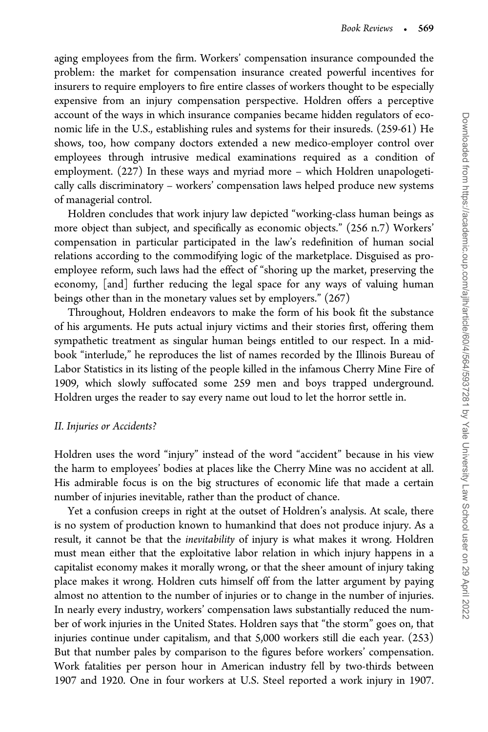aging employees from the firm. Workers' compensation insurance compounded the problem: the market for compensation insurance created powerful incentives for insurers to require employers to fire entire classes of workers thought to be especially expensive from an injury compensation perspective. Holdren offers a perceptive account of the ways in which insurance companies became hidden regulators of economic life in the U.S., establishing rules and systems for their insureds. (259-61) He shows, too, how company doctors extended a new medico-employer control over employees through intrusive medical examinations required as a condition of employment. (227) In these ways and myriad more – which Holdren unapologetically calls discriminatory – workers' compensation laws helped produce new systems of managerial control.

Holdren concludes that work injury law depicted "working-class human beings as more object than subject, and specifically as economic objects." (256 n.7) Workers' compensation in particular participated in the law's redefinition of human social relations according to the commodifying logic of the marketplace. Disguised as pro-employee reform, such laws had the effect of "shoring up the market, preserving the economy, [and] further reducing the legal space for any ways of valuing human beings other than in the monetary values set by employers." (267)

Throughout, Holdren endeavors to make the form of his book fit the substance of his arguments. He puts actual injury victims and their stories first, offering them sympathetic treatment as singular human beings entitled to our respect. In a mid-book "interlude," he reproduces the list of names recorded by the Illinois Bureau of Labor Statistics in its listing of the people killed in the infamous Cherry Mine Fire of 1909, which slowly suffocated some 259 men and boys trapped underground. Holdren urges the reader to say every name out loud to let the horror settle in.

### *II. Injuries or Accidents?*

Holdren uses the word "injury" instead of the word "accident" because in his view the harm to employees' bodies at places like the Cherry Mine was no accident at all. His admirable focus is on the big structures of economic life that made a certain number of injuries inevitable, rather than the product of chance.

Yet a confusion creeps in right at the outset of Holdren's analysis. At scale, there is no system of production known to humankind that does not produce injury. As a result, it cannot be that the *inevitability* of injury is what makes it wrong. Holdren must mean either that the exploitative labor relation in which injury happens in a capitalist economy makes it morally wrong, or that the sheer amount of injury taking place makes it wrong. Holdren cuts himself off from the latter argument by paying almost no attention to the number of injuries or to change in the number of injuries. In nearly every industry, workers' compensation laws substantially reduced the number of work injuries in the United States. Holdren says that "the storm" goes on, that injuries continue under capitalism, and that 5,000 workers still die each year. (253) But that number pales by comparison to the figures before workers' compensation. Work fatalities per person hour in American industry fell by two-thirds between 1907 and 1920. One in four workers at U.S. Steel reported a work injury in 1907.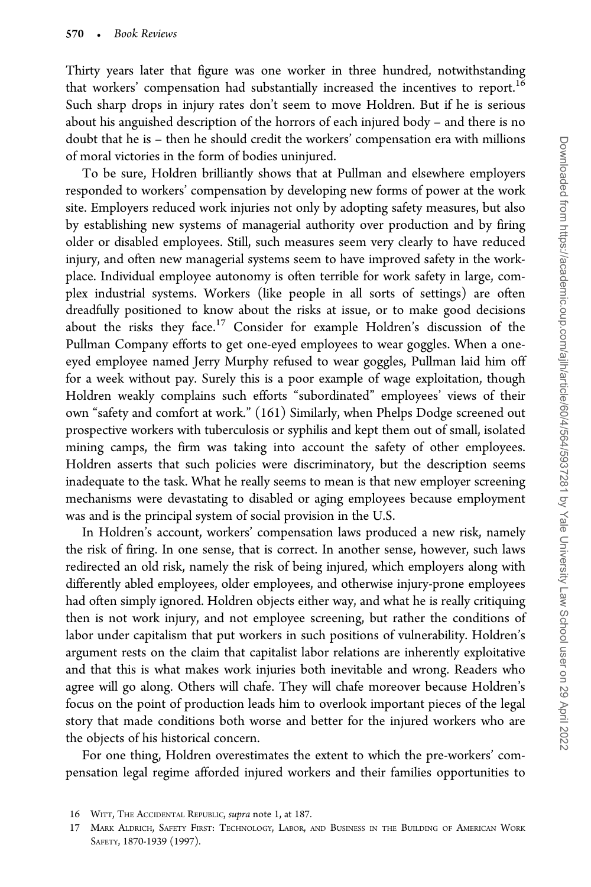Thirty years later that figure was one worker in three hundred, notwithstanding that workers' compensation had substantially increased the incentives to report.[16] Such sharp drops in injury rates don't seem to move Holdren. But if he is serious about his anguished description of the horrors of each injured body – and there is no doubt that he is – then he should credit the workers' compensation era with millions of moral victories in the form of bodies uninjured.

To be sure, Holdren brilliantly shows that at Pullman and elsewhere employers responded to workers' compensation by developing new forms of power at the work site. Employers reduced work injuries not only by adopting safety measures, but also by establishing new systems of managerial authority over production and by firing older or disabled employees. Still, such measures seem very clearly to have reduced injury, and often new managerial systems seem to have improved safety in the workplace. Individual employee autonomy is often terrible for work safety in large, complex industrial systems. Workers (like people in all sorts of settings) are often dreadfully positioned to know about the risks at issue, or to make good decisions about the risks they face.[17] Consider for example Holdren's discussion of the Pullman Company efforts to get one-eyed employees to wear goggles. When a one-eyed employee named Jerry Murphy refused to wear goggles, Pullman laid him off for a week without pay. Surely this is a poor example of wage exploitation, though Holdren weakly complains such efforts "subordinated" employees' views of their own "safety and comfort at work." (161) Similarly, when Phelps Dodge screened out prospective workers with tuberculosis or syphilis and kept them out of small, isolated mining camps, the firm was taking into account the safety of other employees. Holdren asserts that such policies were discriminatory, but the description seems inadequate to the task. What he really seems to mean is that new employer screening mechanisms were devastating to disabled or aging employees because employment was and is the principal system of social provision in the U.S.

In Holdren's account, workers' compensation laws produced a new risk, namely the risk of firing. In one sense, that is correct. In another sense, however, such laws redirected an old risk, namely the risk of being injured, which employers along with differently abled employees, older employees, and otherwise injury-prone employees had often simply ignored. Holdren objects either way, and what he is really critiquing then is not work injury, and not employee screening, but rather the conditions of labor under capitalism that put workers in such positions of vulnerability. Holdren's argument rests on the claim that capitalist labor relations are inherently exploitative and that this is what makes work injuries both inevitable and wrong. Readers who agree will go along. Others will chafe. They will chafe moreover because Holdren's focus on the point of production leads him to overlook important pieces of the legal story that made conditions both worse and better for the injured workers who are the objects of his historical concern.

For one thing, Holdren overestimates the extent to which the pre-workers' compensation legal regime afforded injured workers and their families opportunities to

16 Witt, The Accidental Republic, *supra* note 1, at 187.

17 Mark Aldrich, Safety First: Technology, Labor, and Business in the Building of American Work Safety, 1870-1939 (1997).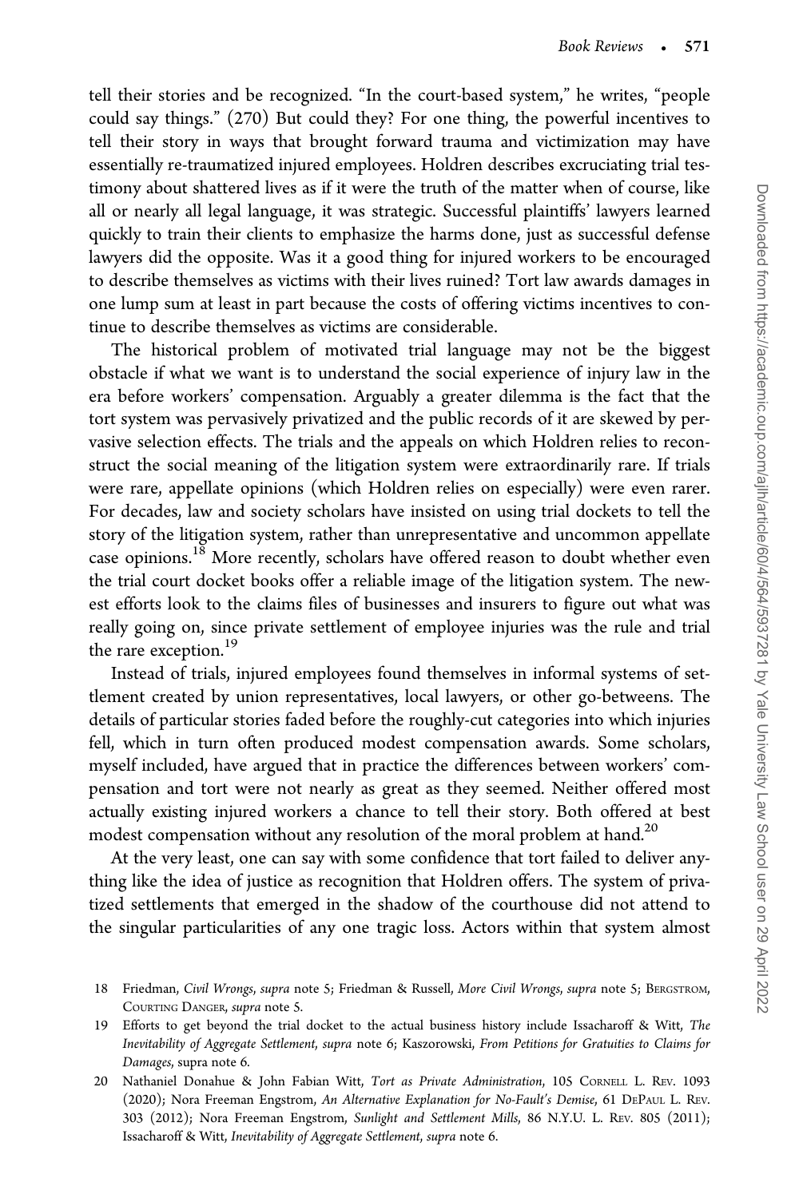tell their stories and be recognized. "In the court-based system," he writes, "people could say things." (270) But could they? For one thing, the powerful incentives to tell their story in ways that brought forward trauma and victimization may have essentially re-traumatized injured employees. Holdren describes excruciating trial testimony about shattered lives as if it were the truth of the matter when of course, like all or nearly all legal language, it was strategic. Successful plaintiffs' lawyers learned quickly to train their clients to emphasize the harms done, just as successful defense lawyers did the opposite. Was it a good thing for injured workers to be encouraged to describe themselves as victims with their lives ruined? Tort law awards damages in one lump sum at least in part because the costs of offering victims incentives to continue to describe themselves as victims are considerable.

The historical problem of motivated trial language may not be the biggest obstacle if what we want is to understand the social experience of injury law in the era before workers' compensation. Arguably a greater dilemma is the fact that the tort system was pervasively privatized and the public records of it are skewed by pervasive selection effects. The trials and the appeals on which Holdren relies to reconstruct the social meaning of the litigation system were extraordinarily rare. If trials were rare, appellate opinions (which Holdren relies on especially) were even rarer. For decades, law and society scholars have insisted on using trial dockets to tell the story of the litigation system, rather than unrepresentative and uncommon appellate case opinions.[18] More recently, scholars have offered reason to doubt whether even the trial court docket books offer a reliable image of the litigation system. The newest efforts look to the claims files of businesses and insurers to figure out what was really going on, since private settlement of employee injuries was the rule and trial the rare exception.[19]

Instead of trials, injured employees found themselves in informal systems of settlement created by union representatives, local lawyers, or other go-betweens. The details of particular stories faded before the roughly-cut categories into which injuries fell, which in turn often produced modest compensation awards. Some scholars, myself included, have argued that in practice the differences between workers' compensation and tort were not nearly as great as they seemed. Neither offered most actually existing injured workers a chance to tell their story. Both offered at best modest compensation without any resolution of the moral problem at hand.[20]

At the very least, one can say with some confidence that tort failed to deliver anything like the idea of justice as recognition that Holdren offers. The system of privatized settlements that emerged in the shadow of the courthouse did not attend to the singular particularities of any one tragic loss. Actors within that system almost

18 Friedman, *Civil Wrongs*, *supra* note 5; Friedman & Russell, *More Civil Wrongs*, *supra* note 5; Bergstrom, Courting Danger, *supra* note 5.

19 Efforts to get beyond the trial docket to the actual business history include Issacharoff & Witt, *The Inevitability of Aggregate Settlement*, *supra* note 6; Kaszorowski, *From Petitions for Gratuities to Claims for Damages*, supra note 6.

20 Nathaniel Donahue & John Fabian Witt, *Tort as Private Administration*, 105 Cornell L. Rev. 1093 (2020); Nora Freeman Engstrom, *An Alternative Explanation for No-Fault's Demise*, 61 DePaul L. Rev. 303 (2012); Nora Freeman Engstrom, *Sunlight and Settlement Mills*, 86 N.Y.U. L. Rev. 805 (2011); Issacharoff & Witt, *Inevitability of Aggregate Settlement*, *supra* note 6.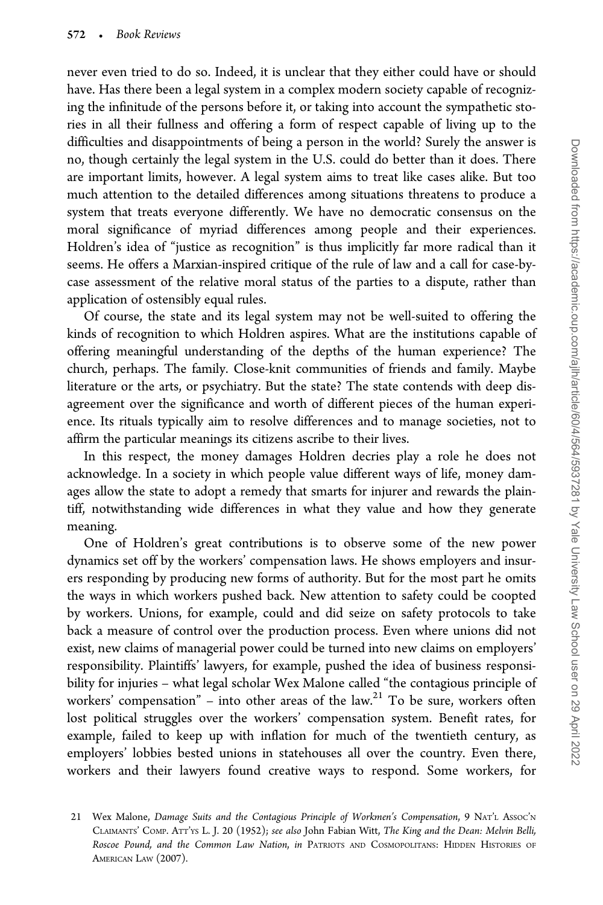never even tried to do so. Indeed, it is unclear that they either could have or should have. Has there been a legal system in a complex modern society capable of recognizing the infinitude of the persons before it, or taking into account the sympathetic stories in all their fullness and offering a form of respect capable of living up to the difficulties and disappointments of being a person in the world? Surely the answer is no, though certainly the legal system in the U.S. could do better than it does. There are important limits, however. A legal system aims to treat like cases alike. But too much attention to the detailed differences among situations threatens to produce a system that treats everyone differently. We have no democratic consensus on the moral significance of myriad differences among people and their experiences. Holdren's idea of "justice as recognition" is thus implicitly far more radical than it seems. He offers a Marxian-inspired critique of the rule of law and a call for case-by-case assessment of the relative moral status of the parties to a dispute, rather than application of ostensibly equal rules.

Of course, the state and its legal system may not be well-suited to offering the kinds of recognition to which Holdren aspires. What are the institutions capable of offering meaningful understanding of the depths of the human experience? The church, perhaps. The family. Close-knit communities of friends and family. Maybe literature or the arts, or psychiatry. But the state? The state contends with deep disagreement over the significance and worth of different pieces of the human experience. Its rituals typically aim to resolve differences and to manage societies, not to affirm the particular meanings its citizens ascribe to their lives.

In this respect, the money damages Holdren decries play a role he does not acknowledge. In a society in which people value different ways of life, money damages allow the state to adopt a remedy that smarts for injurer and rewards the plaintiff, notwithstanding wide differences in what they value and how they generate meaning.

One of Holdren's great contributions is to observe some of the new power dynamics set off by the workers' compensation laws. He shows employers and insurers responding by producing new forms of authority. But for the most part he omits the ways in which workers pushed back. New attention to safety could be coopted by workers. Unions, for example, could and did seize on safety protocols to take back a measure of control over the production process. Even where unions did not exist, new claims of managerial power could be turned into new claims on employers' responsibility. Plaintiffs' lawyers, for example, pushed the idea of business responsibility for injuries – what legal scholar Wex Malone called "the contagious principle of workers' compensation" – into other areas of the law.[21] To be sure, workers often lost political struggles over the workers' compensation system. Benefit rates, for example, failed to keep up with inflation for much of the twentieth century, as employers' lobbies bested unions in statehouses all over the country. Even there, workers and their lawyers found creative ways to respond. Some workers, for

21 Wex Malone, *Damage Suits and the Contagious Principle of Workmen's Compensation*, 9 NAT'L ASSOC'N CLAIMANTS' COMP. ATT'YS L. J. 20 (1952); *see also* John Fabian Witt, *The King and the Dean: Melvin Belli, Roscoe Pound, and the Common Law Nation*, *in* PATRIOTS AND COSMOPOLITANS: HIDDEN HISTORIES OF AMERICAN LAW (2007).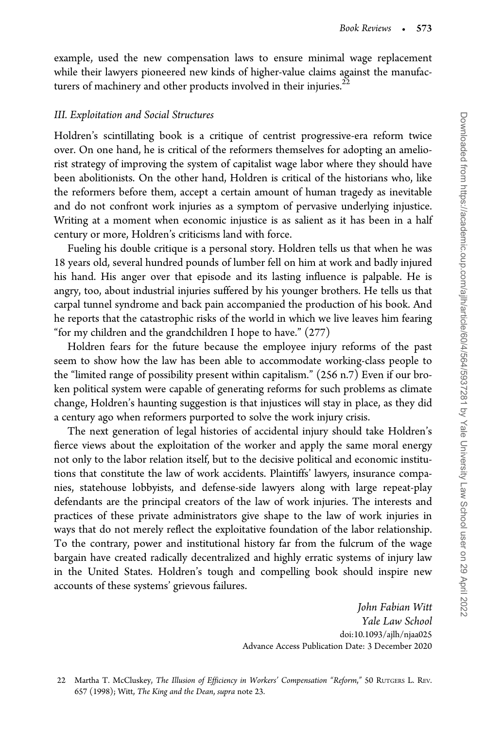example, used the new compensation laws to ensure minimal wage replacement while their lawyers pioneered new kinds of higher-value claims against the manufacturers of machinery and other products involved in their injuries.[22]

### *III. Exploitation and Social Structures*

Holdren's scintillating book is a critique of centrist progressive-era reform twice over. On one hand, he is critical of the reformers themselves for adopting an ameliorist strategy of improving the system of capitalist wage labor where they should have been abolitionists. On the other hand, Holdren is critical of the historians who, like the reformers before them, accept a certain amount of human tragedy as inevitable and do not confront work injuries as a symptom of pervasive underlying injustice. Writing at a moment when economic injustice is as salient as it has been in a half century or more, Holdren's criticisms land with force.

Fueling his double critique is a personal story. Holdren tells us that when he was 18 years old, several hundred pounds of lumber fell on him at work and badly injured his hand. His anger over that episode and its lasting influence is palpable. He is angry, too, about industrial injuries suffered by his younger brothers. He tells us that carpal tunnel syndrome and back pain accompanied the production of his book. And he reports that the catastrophic risks of the world in which we live leaves him fearing "for my children and the grandchildren I hope to have." (277)

Holdren fears for the future because the employee injury reforms of the past seem to show how the law has been able to accommodate working-class people to the "limited range of possibility present within capitalism." (256 n.7) Even if our broken political system were capable of generating reforms for such problems as climate change, Holdren's haunting suggestion is that injustices will stay in place, as they did a century ago when reformers purported to solve the work injury crisis.

The next generation of legal histories of accidental injury should take Holdren's fierce views about the exploitation of the worker and apply the same moral energy not only to the labor relation itself, but to the decisive political and economic institutions that constitute the law of work accidents. Plaintiffs' lawyers, insurance companies, statehouse lobbyists, and defense-side lawyers along with large repeat-play defendants are the principal creators of the law of work injuries. The interests and practices of these private administrators give shape to the law of work injuries in ways that do not merely reflect the exploitative foundation of the labor relationship. To the contrary, power and institutional history far from the fulcrum of the wage bargain have created radically decentralized and highly erratic systems of injury law in the United States. Holdren's tough and compelling book should inspire new accounts of these systems' grievous failures.

*John Fabian Witt*
*Yale Law School*
doi:10.1093/ajlh/njaa025
Advance Access Publication Date: 3 December 2020

22 Martha T. McCluskey, *The Illusion of Efficiency in Workers' Compensation "Reform,"* 50 Rutgers L. Rev. 657 (1998); Witt, *The King and the Dean*, *supra* note 23.